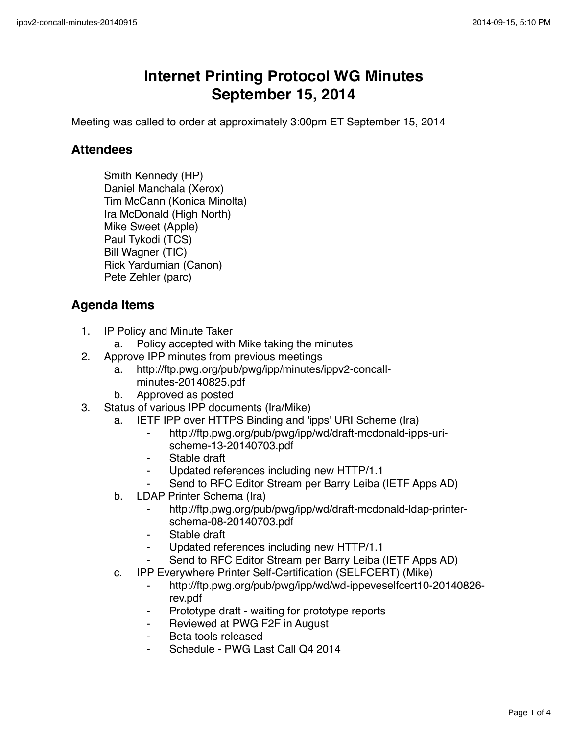# Internet Printing Protocol WG Minutes
# September 15, 2014

Meeting was called to order at approximately 3:00pm ET September 15, 2014

## Attendees

Smith Kennedy (HP)
Daniel Manchala (Xerox)
Tim McCann (Konica Minolta)
Ira McDonald (High North)
Mike Sweet (Apple)
Paul Tykodi (TCS)
Bill Wagner (TIC)
Rick Yardumian (Canon)
Pete Zehler (parc)

## Agenda Items

1. IP Policy and Minute Taker
   a. Policy accepted with Mike taking the minutes
2. Approve IPP minutes from previous meetings
   a. http://ftp.pwg.org/pub/pwg/ipp/minutes/ippv2-concall-minutes-20140825.pdf
   b. Approved as posted
3. Status of various IPP documents (Ira/Mike)
   a. IETF IPP over HTTPS Binding and 'ipps' URI Scheme (Ira)
      - http://ftp.pwg.org/pub/pwg/ipp/wd/draft-mcdonald-ipps-uri-scheme-13-20140703.pdf
      - Stable draft
      - Updated references including new HTTP/1.1
      - Send to RFC Editor Stream per Barry Leiba (IETF Apps AD)
   b. LDAP Printer Schema (Ira)
      - http://ftp.pwg.org/pub/pwg/ipp/wd/draft-mcdonald-ldap-printer-schema-08-20140703.pdf
      - Stable draft
      - Updated references including new HTTP/1.1
      - Send to RFC Editor Stream per Barry Leiba (IETF Apps AD)
   c. IPP Everywhere Printer Self-Certification (SELFCERT) (Mike)
      - http://ftp.pwg.org/pub/pwg/ipp/wd/wd-ippeveselfcert10-20140826-rev.pdf
      - Prototype draft - waiting for prototype reports
      - Reviewed at PWG F2F in August
      - Beta tools released
      - Schedule - PWG Last Call Q4 2014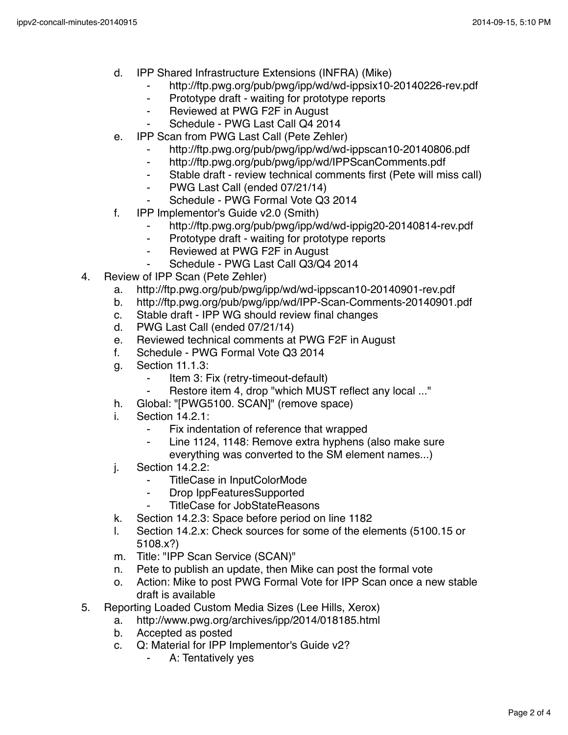d. IPP Shared Infrastructure Extensions (INFRA) (Mike)
      - http://ftp.pwg.org/pub/pwg/ipp/wd/wd-ippsix10-20140226-rev.pdf
      - Prototype draft - waiting for prototype reports
      - Reviewed at PWG F2F in August
      - Schedule - PWG Last Call Q4 2014
   e. IPP Scan from PWG Last Call (Pete Zehler)
      - http://ftp.pwg.org/pub/pwg/ipp/wd/wd-ippscan10-20140806.pdf
      - http://ftp.pwg.org/pub/pwg/ipp/wd/IPPScanComments.pdf
      - Stable draft - review technical comments first (Pete will miss call)
      - PWG Last Call (ended 07/21/14)
      - Schedule - PWG Formal Vote Q3 2014
   f. IPP Implementor's Guide v2.0 (Smith)
      - http://ftp.pwg.org/pub/pwg/ipp/wd/wd-ippig20-20140814-rev.pdf
      - Prototype draft - waiting for prototype reports
      - Reviewed at PWG F2F in August
      - Schedule - PWG Last Call Q3/Q4 2014

4. Review of IPP Scan (Pete Zehler)
   a. http://ftp.pwg.org/pub/pwg/ipp/wd/wd-ippscan10-20140901-rev.pdf
   b. http://ftp.pwg.org/pub/pwg/ipp/wd/IPP-Scan-Comments-20140901.pdf
   c. Stable draft - IPP WG should review final changes
   d. PWG Last Call (ended 07/21/14)
   e. Reviewed technical comments at PWG F2F in August
   f. Schedule - PWG Formal Vote Q3 2014
   g. Section 11.1.3:
      - Item 3: Fix (retry-timeout-default)
      - Restore item 4, drop "which MUST reflect any local ..."
   h. Global: "[PWG5100. SCAN]" (remove space)
   i. Section 14.2.1:
      - Fix indentation of reference that wrapped
      - Line 1124, 1148: Remove extra hyphens (also make sure everything was converted to the SM element names...)
   j. Section 14.2.2:
      - TitleCase in InputColorMode
      - Drop IppFeaturesSupported
      - TitleCase for JobStateReasons
   k. Section 14.2.3: Space before period on line 1182
   l. Section 14.2.x: Check sources for some of the elements (5100.15 or 5108.x?)
   m. Title: "IPP Scan Service (SCAN)"
   n. Pete to publish an update, then Mike can post the formal vote
   o. Action: Mike to post PWG Formal Vote for IPP Scan once a new stable draft is available

5. Reporting Loaded Custom Media Sizes (Lee Hills, Xerox)
   a. http://www.pwg.org/archives/ipp/2014/018185.html
   b. Accepted as posted
   c. Q: Material for IPP Implementor's Guide v2?
      - A: Tentatively yes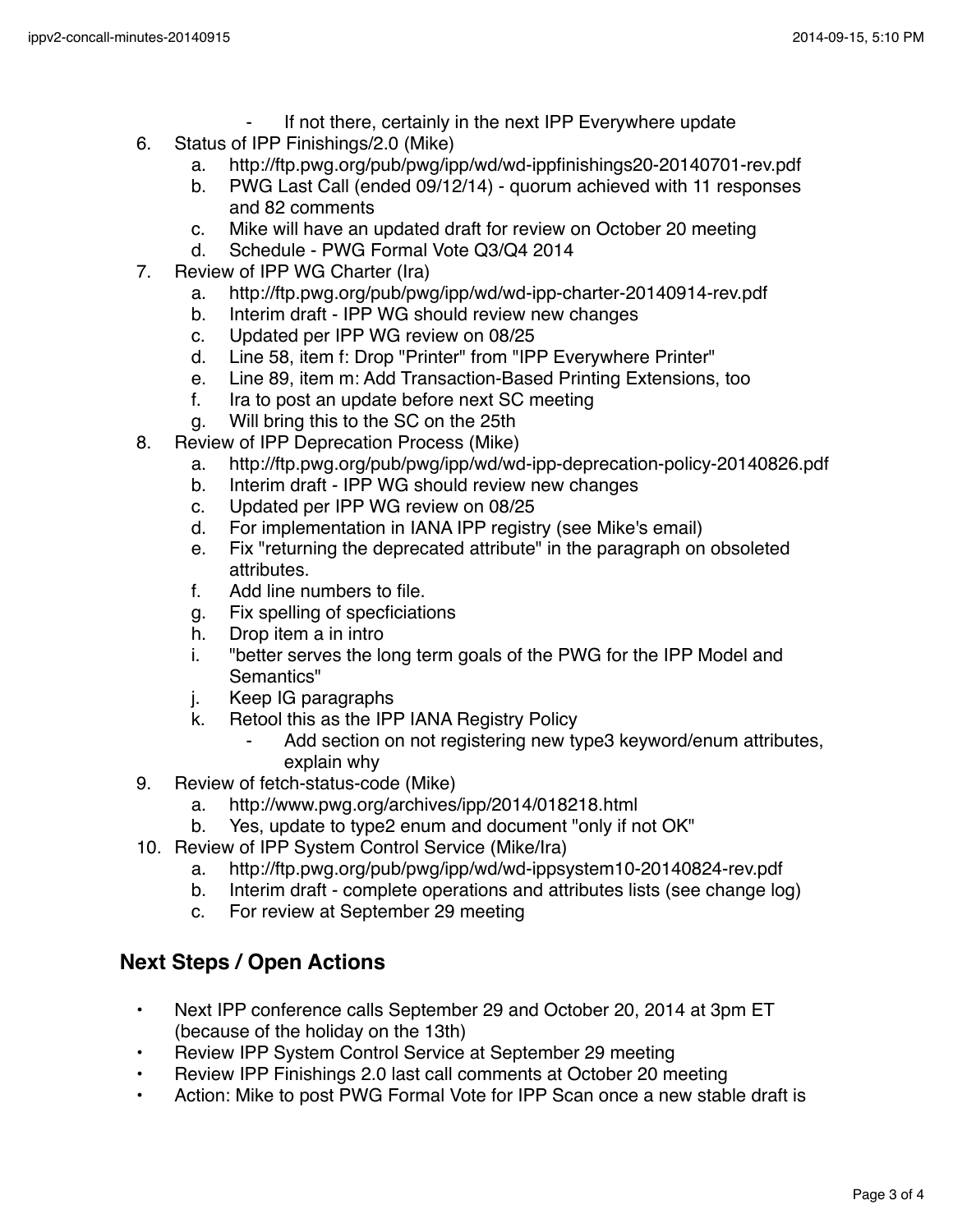- If not there, certainly in the next IPP Everywhere update

6. Status of IPP Finishings/2.0 (Mike)
    a. http://ftp.pwg.org/pub/pwg/ipp/wd/wd-ippfinishings20-20140701-rev.pdf
    b. PWG Last Call (ended 09/12/14) - quorum achieved with 11 responses and 82 comments
    c. Mike will have an updated draft for review on October 20 meeting
    d. Schedule - PWG Formal Vote Q3/Q4 2014
7. Review of IPP WG Charter (Ira)
    a. http://ftp.pwg.org/pub/pwg/ipp/wd/wd-ipp-charter-20140914-rev.pdf
    b. Interim draft - IPP WG should review new changes
    c. Updated per IPP WG review on 08/25
    d. Line 58, item f: Drop "Printer" from "IPP Everywhere Printer"
    e. Line 89, item m: Add Transaction-Based Printing Extensions, too
    f. Ira to post an update before next SC meeting
    g. Will bring this to the SC on the 25th
8. Review of IPP Deprecation Process (Mike)
    a. http://ftp.pwg.org/pub/pwg/ipp/wd/wd-ipp-deprecation-policy-20140826.pdf
    b. Interim draft - IPP WG should review new changes
    c. Updated per IPP WG review on 08/25
    d. For implementation in IANA IPP registry (see Mike's email)
    e. Fix "returning the deprecated attribute" in the paragraph on obsoleted attributes.
    f. Add line numbers to file.
    g. Fix spelling of specficiations
    h. Drop item a in intro
    i. "better serves the long term goals of the PWG for the IPP Model and Semantics"
    j. Keep IG paragraphs
    k. Retool this as the IPP IANA Registry Policy
        - Add section on not registering new type3 keyword/enum attributes, explain why
9. Review of fetch-status-code (Mike)
    a. http://www.pwg.org/archives/ipp/2014/018218.html
    b. Yes, update to type2 enum and document "only if not OK"
10. Review of IPP System Control Service (Mike/Ira)
    a. http://ftp.pwg.org/pub/pwg/ipp/wd/wd-ippsystem10-20140824-rev.pdf
    b. Interim draft - complete operations and attributes lists (see change log)
    c. For review at September 29 meeting

## Next Steps / Open Actions

- Next IPP conference calls September 29 and October 20, 2014 at 3pm ET (because of the holiday on the 13th)
- Review IPP System Control Service at September 29 meeting
- Review IPP Finishings 2.0 last call comments at October 20 meeting
- Action: Mike to post PWG Formal Vote for IPP Scan once a new stable draft is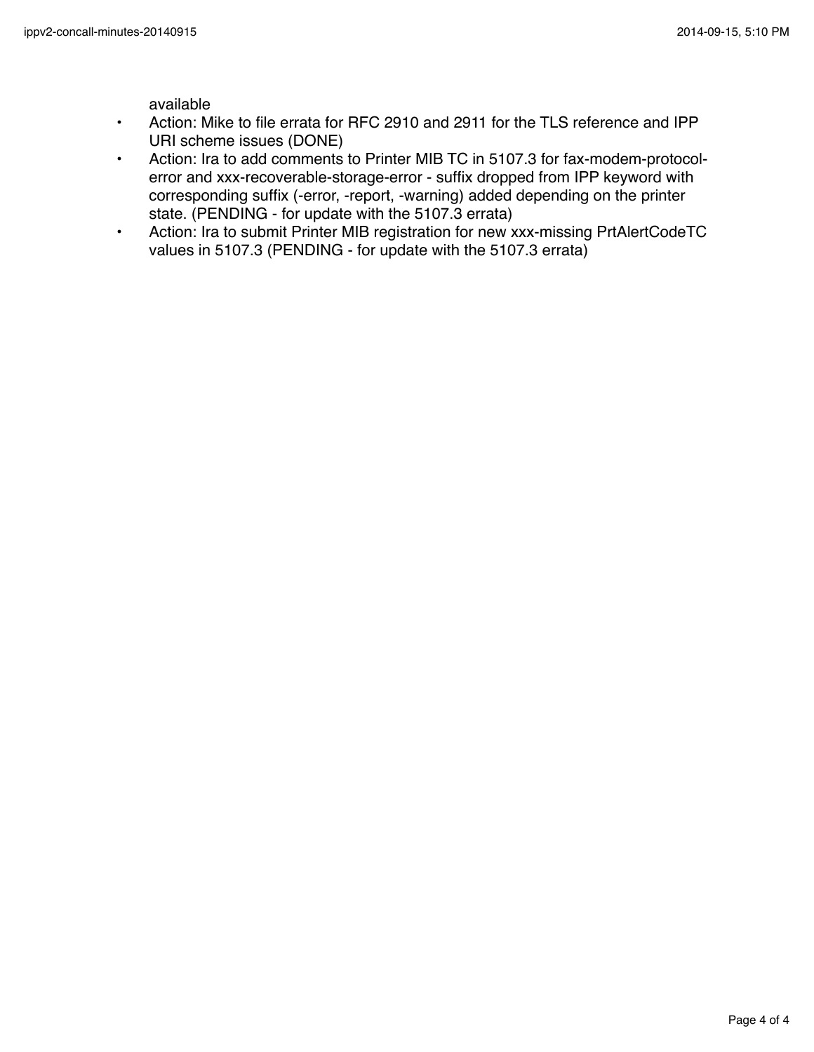available

- Action: Mike to file errata for RFC 2910 and 2911 for the TLS reference and IPP URI scheme issues (DONE)
- Action: Ira to add comments to Printer MIB TC in 5107.3 for fax-modem-protocol-error and xxx-recoverable-storage-error - suffix dropped from IPP keyword with corresponding suffix (-error, -report, -warning) added depending on the printer state. (PENDING - for update with the 5107.3 errata)
- Action: Ira to submit Printer MIB registration for new xxx-missing PrtAlertCodeTC values in 5107.3 (PENDING - for update with the 5107.3 errata)